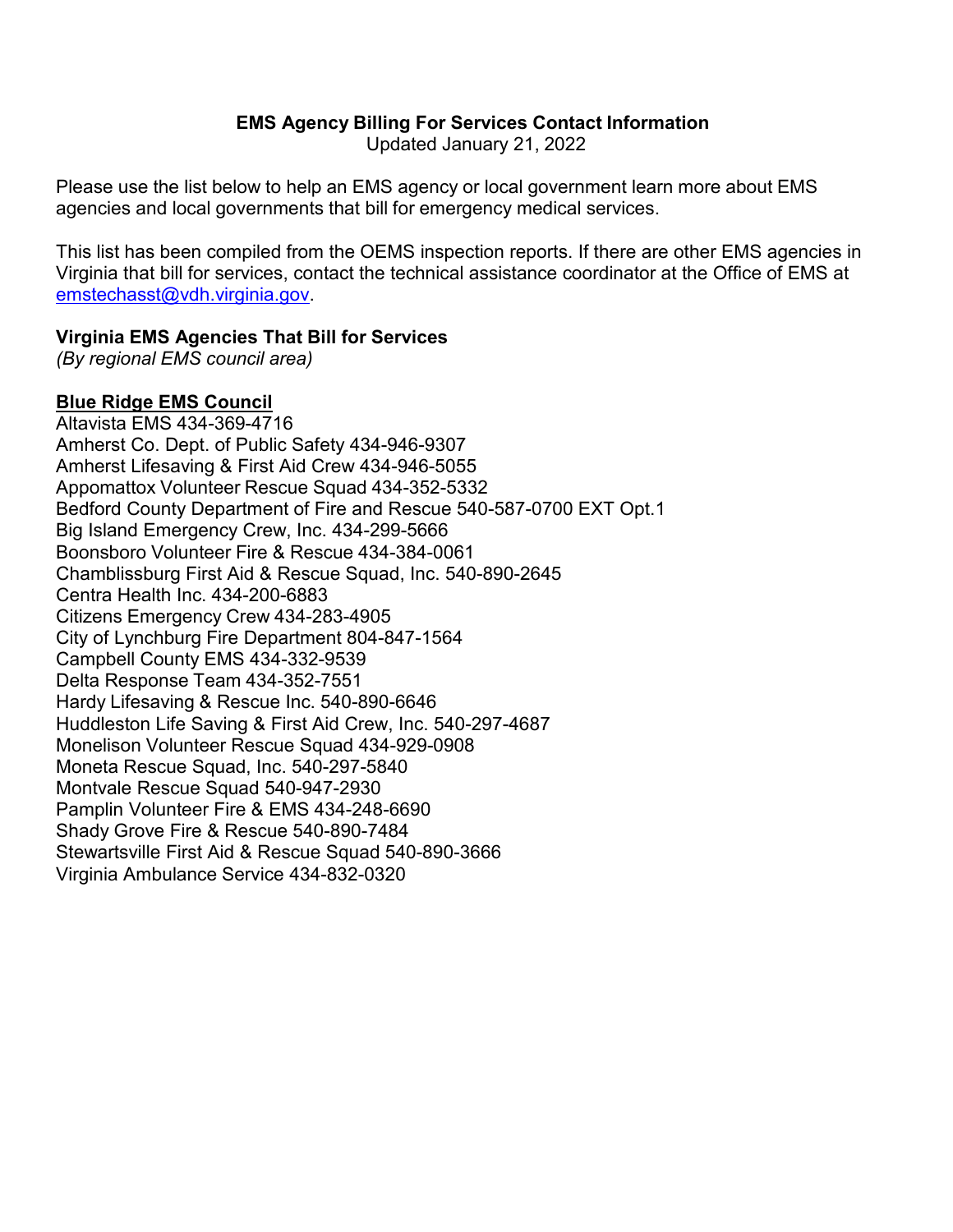# EMS Agency Billing For Services Contact Information

Updated January 21, 2022

Please use the list below to help an EMS agency or local government learn more about EMS agencies and local governments that bill for emergency medical services.

This list has been compiled from the OEMS inspection reports. If there are other EMS agencies in Virginia that bill for services, contact the technical assistance coordinator at the Office of EMS at emstechasst@vdh.virginia.gov.

## Virginia EMS Agencies That Bill for Services

*(By regional EMS council area)*

### Blue Ridge EMS Council

Altavista EMS 434-369-4716
Amherst Co. Dept. of Public Safety 434-946-9307
Amherst Lifesaving & First Aid Crew 434-946-5055
Appomattox Volunteer Rescue Squad 434-352-5332
Bedford County Department of Fire and Rescue 540-587-0700 EXT Opt.1
Big Island Emergency Crew, Inc. 434-299-5666
Boonsboro Volunteer Fire & Rescue 434-384-0061
Chamblissburg First Aid & Rescue Squad, Inc. 540-890-2645
Centra Health Inc. 434-200-6883
Citizens Emergency Crew 434-283-4905
City of Lynchburg Fire Department 804-847-1564
Campbell County EMS 434-332-9539
Delta Response Team 434-352-7551
Hardy Lifesaving & Rescue Inc. 540-890-6646
Huddleston Life Saving & First Aid Crew, Inc. 540-297-4687
Monelison Volunteer Rescue Squad 434-929-0908
Moneta Rescue Squad, Inc. 540-297-5840
Montvale Rescue Squad 540-947-2930
Pamplin Volunteer Fire & EMS 434-248-6690
Shady Grove Fire & Rescue 540-890-7484
Stewartsville First Aid & Rescue Squad 540-890-3666
Virginia Ambulance Service 434-832-0320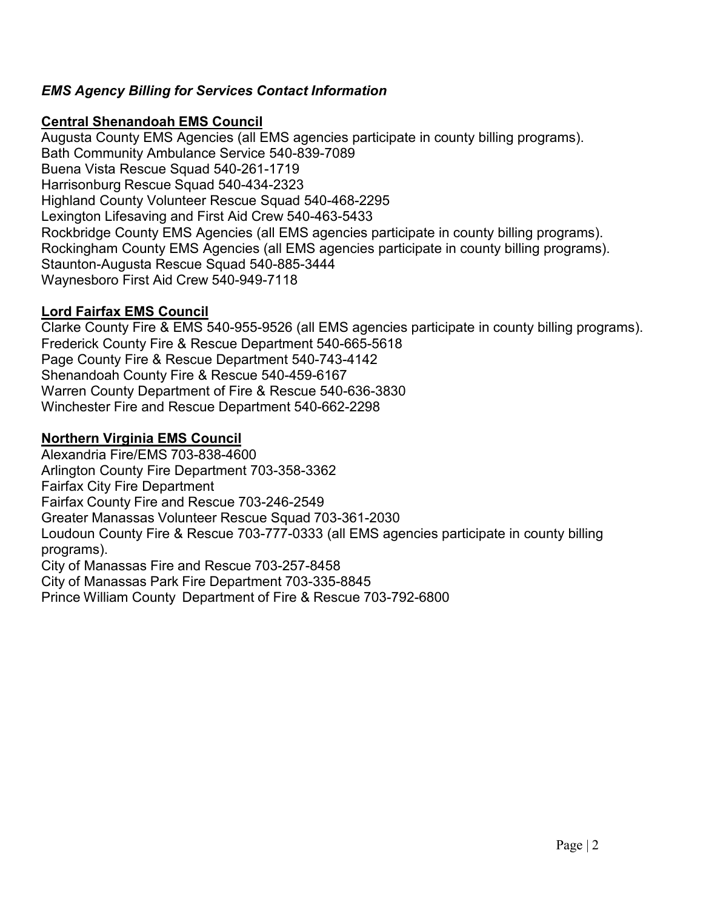***EMS Agency Billing for Services Contact Information***

**Central Shenandoah EMS Council**

Augusta County EMS Agencies (all EMS agencies participate in county billing programs).
Bath Community Ambulance Service 540-839-7089
Buena Vista Rescue Squad 540-261-1719
Harrisonburg Rescue Squad 540-434-2323
Highland County Volunteer Rescue Squad 540-468-2295
Lexington Lifesaving and First Aid Crew 540-463-5433
Rockbridge County EMS Agencies (all EMS agencies participate in county billing programs).
Rockingham County EMS Agencies (all EMS agencies participate in county billing programs).
Staunton-Augusta Rescue Squad 540-885-3444
Waynesboro First Aid Crew 540-949-7118

**Lord Fairfax EMS Council**

Clarke County Fire & EMS 540-955-9526 (all EMS agencies participate in county billing programs).
Frederick County Fire & Rescue Department 540-665-5618
Page County Fire & Rescue Department 540-743-4142
Shenandoah County Fire & Rescue 540-459-6167
Warren County Department of Fire & Rescue 540-636-3830
Winchester Fire and Rescue Department 540-662-2298

**Northern Virginia EMS Council**

Alexandria Fire/EMS 703-838-4600
Arlington County Fire Department 703-358-3362
Fairfax City Fire Department
Fairfax County Fire and Rescue 703-246-2549
Greater Manassas Volunteer Rescue Squad 703-361-2030
Loudoun County Fire & Rescue 703-777-0333 (all EMS agencies participate in county billing programs).
City of Manassas Fire and Rescue 703-257-8458
City of Manassas Park Fire Department 703-335-8845
Prince William County Department of Fire & Rescue 703-792-6800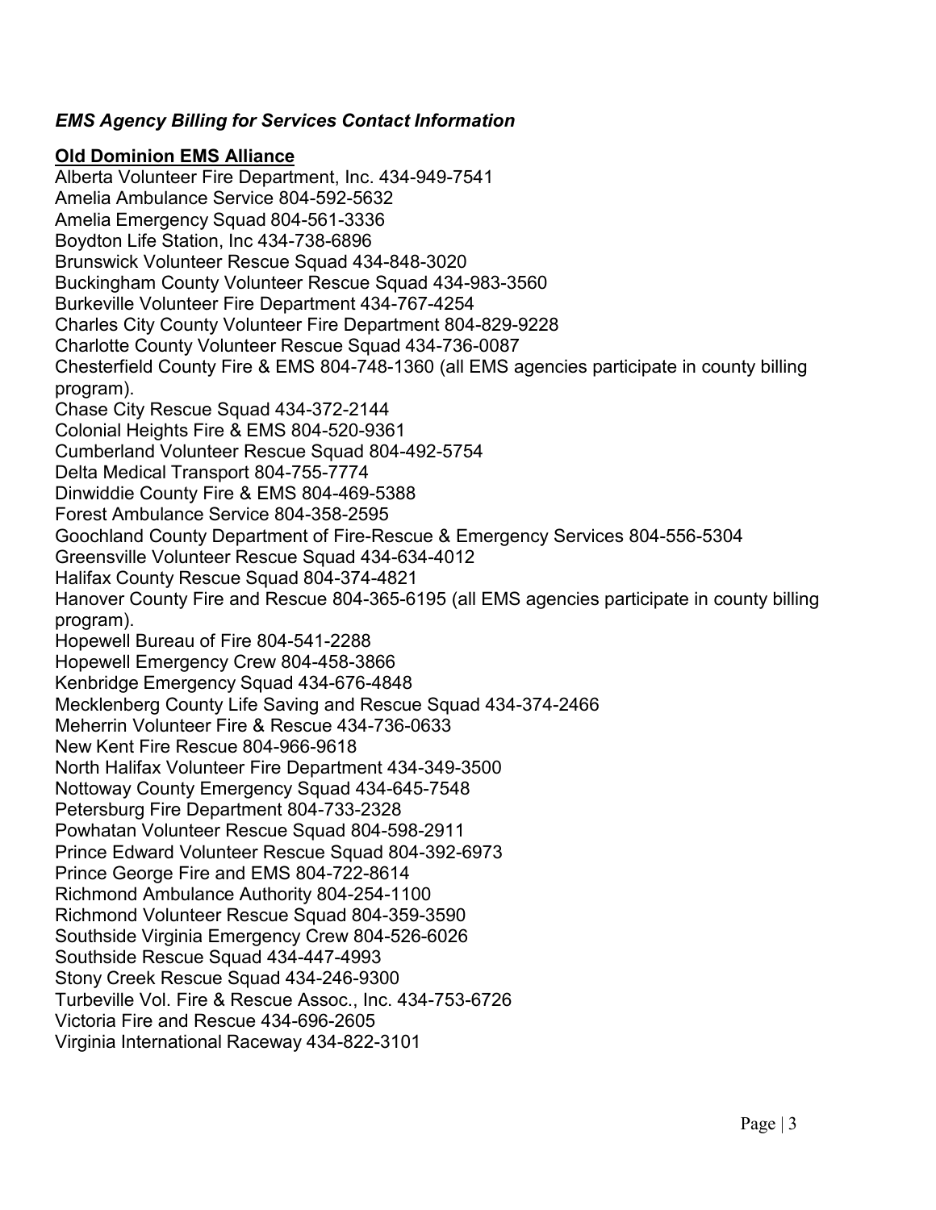### *EMS Agency Billing for Services Contact Information*

**Old Dominion EMS Alliance**

Alberta Volunteer Fire Department, Inc. 434-949-7541
Amelia Ambulance Service 804-592-5632
Amelia Emergency Squad 804-561-3336
Boydton Life Station, Inc 434-738-6896
Brunswick Volunteer Rescue Squad 434-848-3020
Buckingham County Volunteer Rescue Squad 434-983-3560
Burkeville Volunteer Fire Department 434-767-4254
Charles City County Volunteer Fire Department 804-829-9228
Charlotte County Volunteer Rescue Squad 434-736-0087
Chesterfield County Fire & EMS 804-748-1360 (all EMS agencies participate in county billing program).
Chase City Rescue Squad 434-372-2144
Colonial Heights Fire & EMS 804-520-9361
Cumberland Volunteer Rescue Squad 804-492-5754
Delta Medical Transport 804-755-7774
Dinwiddie County Fire & EMS 804-469-5388
Forest Ambulance Service 804-358-2595
Goochland County Department of Fire-Rescue & Emergency Services 804-556-5304
Greensville Volunteer Rescue Squad 434-634-4012
Halifax County Rescue Squad 804-374-4821
Hanover County Fire and Rescue 804-365-6195 (all EMS agencies participate in county billing program).
Hopewell Bureau of Fire 804-541-2288
Hopewell Emergency Crew 804-458-3866
Kenbridge Emergency Squad 434-676-4848
Mecklenberg County Life Saving and Rescue Squad 434-374-2466
Meherrin Volunteer Fire & Rescue 434-736-0633
New Kent Fire Rescue 804-966-9618
North Halifax Volunteer Fire Department 434-349-3500
Nottoway County Emergency Squad 434-645-7548
Petersburg Fire Department 804-733-2328
Powhatan Volunteer Rescue Squad 804-598-2911
Prince Edward Volunteer Rescue Squad 804-392-6973
Prince George Fire and EMS 804-722-8614
Richmond Ambulance Authority 804-254-1100
Richmond Volunteer Rescue Squad 804-359-3590
Southside Virginia Emergency Crew 804-526-6026
Southside Rescue Squad 434-447-4993
Stony Creek Rescue Squad 434-246-9300
Turbeville Vol. Fire & Rescue Assoc., Inc. 434-753-6726
Victoria Fire and Rescue 434-696-2605
Virginia International Raceway 434-822-3101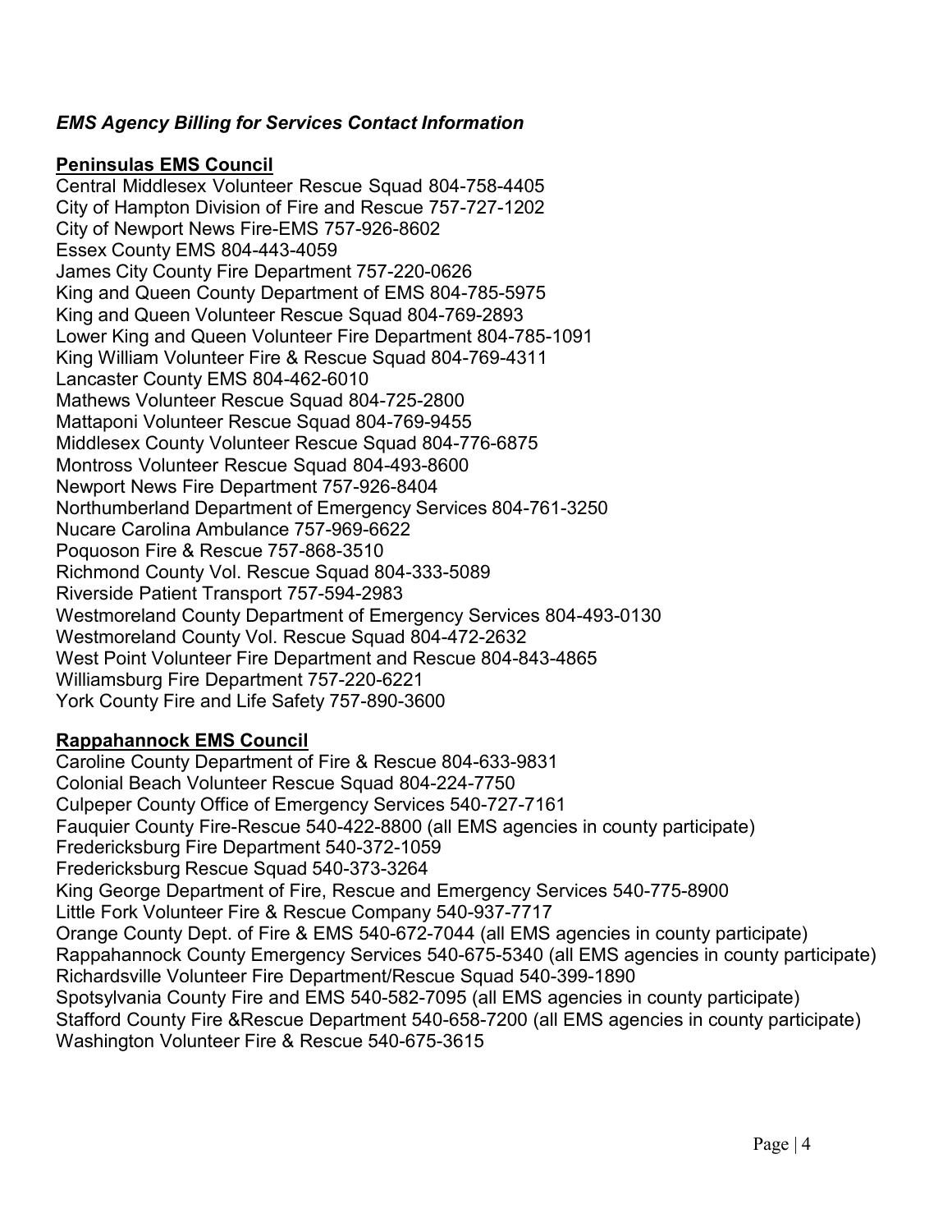### *EMS Agency Billing for Services Contact Information*

**Peninsulas EMS Council**

Central Middlesex Volunteer Rescue Squad 804-758-4405
City of Hampton Division of Fire and Rescue 757-727-1202
City of Newport News Fire-EMS 757-926-8602
Essex County EMS 804-443-4059
James City County Fire Department 757-220-0626
King and Queen County Department of EMS 804-785-5975
King and Queen Volunteer Rescue Squad 804-769-2893
Lower King and Queen Volunteer Fire Department 804-785-1091
King William Volunteer Fire & Rescue Squad 804-769-4311
Lancaster County EMS 804-462-6010
Mathews Volunteer Rescue Squad 804-725-2800
Mattaponi Volunteer Rescue Squad 804-769-9455
Middlesex County Volunteer Rescue Squad 804-776-6875
Montross Volunteer Rescue Squad 804-493-8600
Newport News Fire Department 757-926-8404
Northumberland Department of Emergency Services 804-761-3250
Nucare Carolina Ambulance 757-969-6622
Poquoson Fire & Rescue 757-868-3510
Richmond County Vol. Rescue Squad 804-333-5089
Riverside Patient Transport 757-594-2983
Westmoreland County Department of Emergency Services 804-493-0130
Westmoreland County Vol. Rescue Squad 804-472-2632
West Point Volunteer Fire Department and Rescue 804-843-4865
Williamsburg Fire Department 757-220-6221
York County Fire and Life Safety 757-890-3600

**Rappahannock EMS Council**

Caroline County Department of Fire & Rescue 804-633-9831
Colonial Beach Volunteer Rescue Squad 804-224-7750
Culpeper County Office of Emergency Services 540-727-7161
Fauquier County Fire-Rescue 540-422-8800 (all EMS agencies in county participate)
Fredericksburg Fire Department 540-372-1059
Fredericksburg Rescue Squad 540-373-3264
King George Department of Fire, Rescue and Emergency Services 540-775-8900
Little Fork Volunteer Fire & Rescue Company 540-937-7717
Orange County Dept. of Fire & EMS 540-672-7044 (all EMS agencies in county participate)
Rappahannock County Emergency Services 540-675-5340 (all EMS agencies in county participate)
Richardsville Volunteer Fire Department/Rescue Squad 540-399-1890
Spotsylvania County Fire and EMS 540-582-7095 (all EMS agencies in county participate)
Stafford County Fire &Rescue Department 540-658-7200 (all EMS agencies in county participate)
Washington Volunteer Fire & Rescue 540-675-3615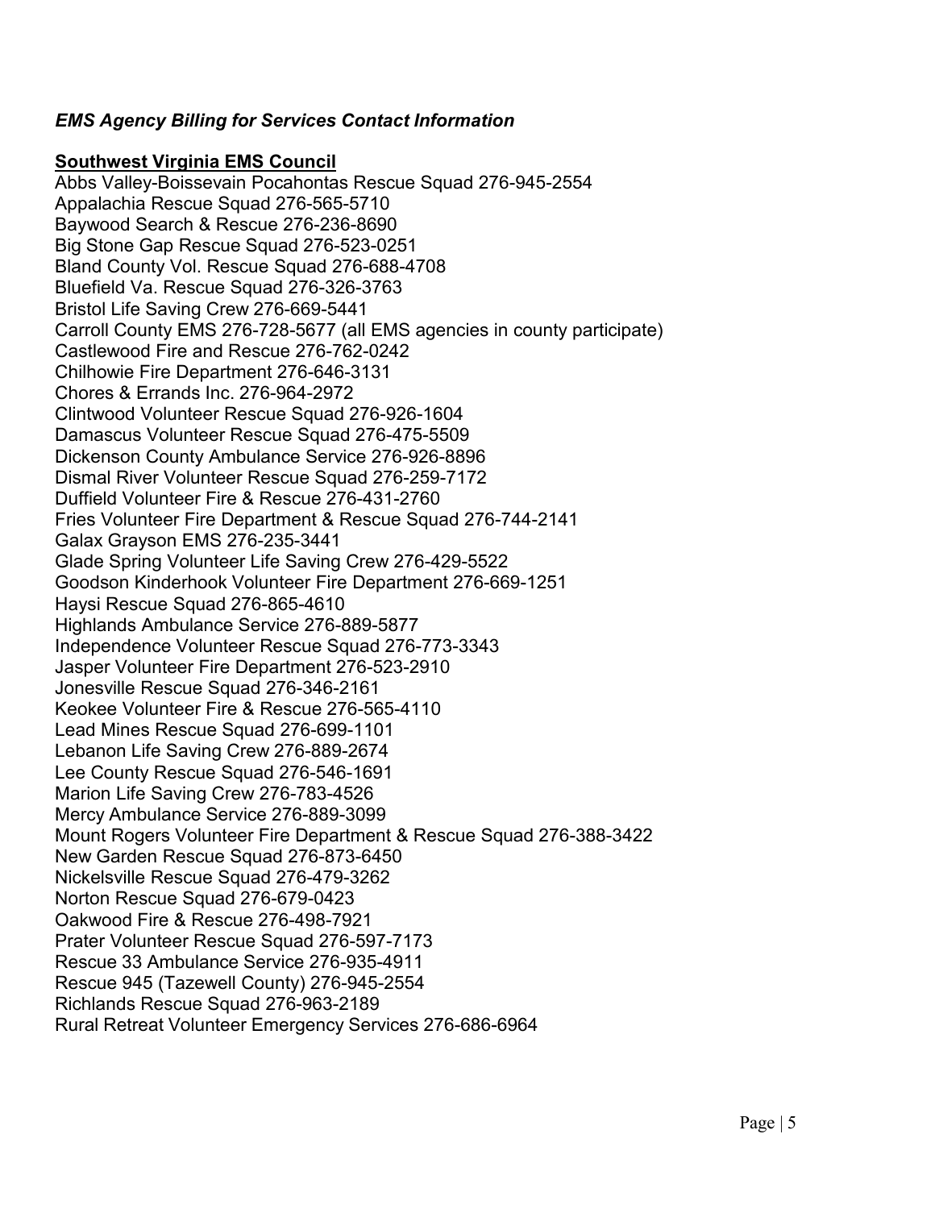*EMS Agency Billing for Services Contact Information*

**Southwest Virginia EMS Council**

Abbs Valley-Boissevain Pocahontas Rescue Squad 276-945-2554
Appalachia Rescue Squad 276-565-5710
Baywood Search & Rescue 276-236-8690
Big Stone Gap Rescue Squad 276-523-0251
Bland County Vol. Rescue Squad 276-688-4708
Bluefield Va. Rescue Squad 276-326-3763
Bristol Life Saving Crew 276-669-5441
Carroll County EMS 276-728-5677 (all EMS agencies in county participate)
Castlewood Fire and Rescue 276-762-0242
Chilhowie Fire Department 276-646-3131
Chores & Errands Inc. 276-964-2972
Clintwood Volunteer Rescue Squad 276-926-1604
Damascus Volunteer Rescue Squad 276-475-5509
Dickenson County Ambulance Service 276-926-8896
Dismal River Volunteer Rescue Squad 276-259-7172
Duffield Volunteer Fire & Rescue 276-431-2760
Fries Volunteer Fire Department & Rescue Squad 276-744-2141
Galax Grayson EMS 276-235-3441
Glade Spring Volunteer Life Saving Crew 276-429-5522
Goodson Kinderhook Volunteer Fire Department 276-669-1251
Haysi Rescue Squad 276-865-4610
Highlands Ambulance Service 276-889-5877
Independence Volunteer Rescue Squad 276-773-3343
Jasper Volunteer Fire Department 276-523-2910
Jonesville Rescue Squad 276-346-2161
Keokee Volunteer Fire & Rescue 276-565-4110
Lead Mines Rescue Squad 276-699-1101
Lebanon Life Saving Crew 276-889-2674
Lee County Rescue Squad 276-546-1691
Marion Life Saving Crew 276-783-4526
Mercy Ambulance Service 276-889-3099
Mount Rogers Volunteer Fire Department & Rescue Squad 276-388-3422
New Garden Rescue Squad 276-873-6450
Nickelsville Rescue Squad 276-479-3262
Norton Rescue Squad 276-679-0423
Oakwood Fire & Rescue 276-498-7921
Prater Volunteer Rescue Squad 276-597-7173
Rescue 33 Ambulance Service 276-935-4911
Rescue 945 (Tazewell County) 276-945-2554
Richlands Rescue Squad 276-963-2189
Rural Retreat Volunteer Emergency Services 276-686-6964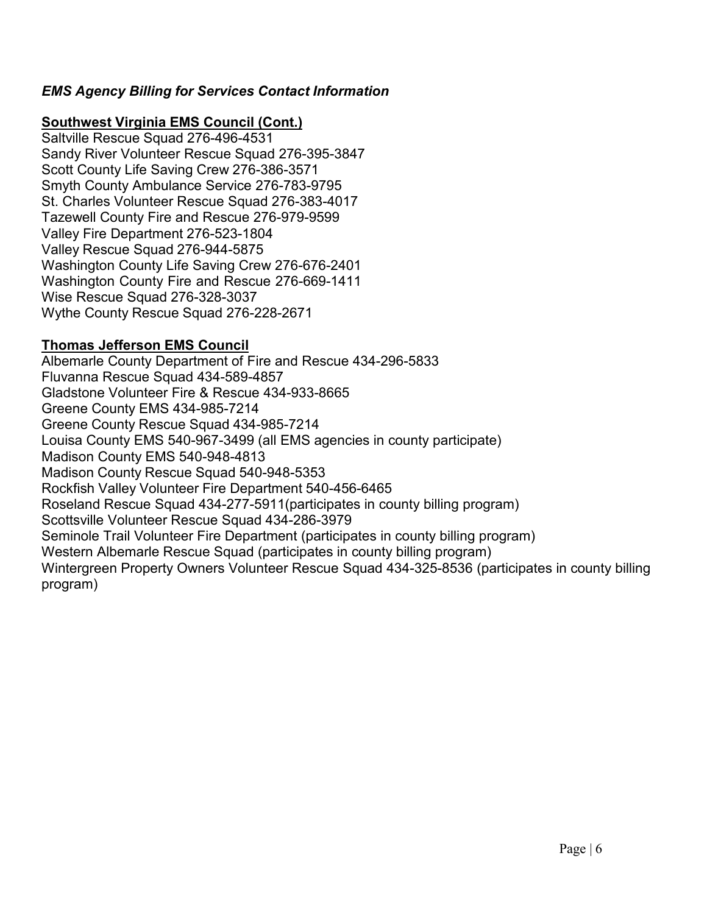*EMS Agency Billing for Services Contact Information*

**Southwest Virginia EMS Council (Cont.)**

Saltville Rescue Squad 276-496-4531
Sandy River Volunteer Rescue Squad 276-395-3847
Scott County Life Saving Crew 276-386-3571
Smyth County Ambulance Service 276-783-9795
St. Charles Volunteer Rescue Squad 276-383-4017
Tazewell County Fire and Rescue 276-979-9599
Valley Fire Department 276-523-1804
Valley Rescue Squad 276-944-5875
Washington County Life Saving Crew 276-676-2401
Washington County Fire and Rescue 276-669-1411
Wise Rescue Squad 276-328-3037
Wythe County Rescue Squad 276-228-2671

**Thomas Jefferson EMS Council**

Albemarle County Department of Fire and Rescue 434-296-5833
Fluvanna Rescue Squad 434-589-4857
Gladstone Volunteer Fire & Rescue 434-933-8665
Greene County EMS 434-985-7214
Greene County Rescue Squad 434-985-7214
Louisa County EMS 540-967-3499 (all EMS agencies in county participate)
Madison County EMS 540-948-4813
Madison County Rescue Squad 540-948-5353
Rockfish Valley Volunteer Fire Department 540-456-6465
Roseland Rescue Squad 434-277-5911(participates in county billing program)
Scottsville Volunteer Rescue Squad 434-286-3979
Seminole Trail Volunteer Fire Department (participates in county billing program)
Western Albemarle Rescue Squad (participates in county billing program)
Wintergreen Property Owners Volunteer Rescue Squad 434-325-8536 (participates in county billing program)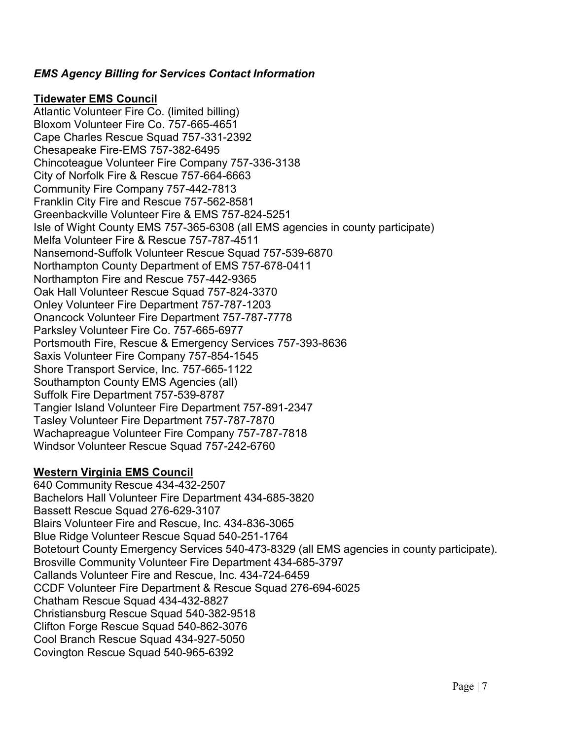*EMS Agency Billing for Services Contact Information*

**Tidewater EMS Council**

Atlantic Volunteer Fire Co. (limited billing)
Bloxom Volunteer Fire Co. 757-665-4651
Cape Charles Rescue Squad 757-331-2392
Chesapeake Fire-EMS 757-382-6495
Chincoteague Volunteer Fire Company 757-336-3138
City of Norfolk Fire & Rescue 757-664-6663
Community Fire Company 757-442-7813
Franklin City Fire and Rescue 757-562-8581
Greenbackville Volunteer Fire & EMS 757-824-5251
Isle of Wight County EMS 757-365-6308 (all EMS agencies in county participate)
Melfa Volunteer Fire & Rescue 757-787-4511
Nansemond-Suffolk Volunteer Rescue Squad 757-539-6870
Northampton County Department of EMS 757-678-0411
Northampton Fire and Rescue 757-442-9365
Oak Hall Volunteer Rescue Squad 757-824-3370
Onley Volunteer Fire Department 757-787-1203
Onancock Volunteer Fire Department 757-787-7778
Parksley Volunteer Fire Co. 757-665-6977
Portsmouth Fire, Rescue & Emergency Services 757-393-8636
Saxis Volunteer Fire Company 757-854-1545
Shore Transport Service, Inc. 757-665-1122
Southampton County EMS Agencies (all)
Suffolk Fire Department 757-539-8787
Tangier Island Volunteer Fire Department 757-891-2347
Tasley Volunteer Fire Department 757-787-7870
Wachapreague Volunteer Fire Company 757-787-7818
Windsor Volunteer Rescue Squad 757-242-6760

**Western Virginia EMS Council**

640 Community Rescue 434-432-2507
Bachelors Hall Volunteer Fire Department 434-685-3820
Bassett Rescue Squad 276-629-3107
Blairs Volunteer Fire and Rescue, Inc. 434-836-3065
Blue Ridge Volunteer Rescue Squad 540-251-1764
Botetourt County Emergency Services 540-473-8329 (all EMS agencies in county participate).
Brosville Community Volunteer Fire Department 434-685-3797
Callands Volunteer Fire and Rescue, Inc. 434-724-6459
CCDF Volunteer Fire Department & Rescue Squad 276-694-6025
Chatham Rescue Squad 434-432-8827
Christiansburg Rescue Squad 540-382-9518
Clifton Forge Rescue Squad 540-862-3076
Cool Branch Rescue Squad 434-927-5050
Covington Rescue Squad 540-965-6392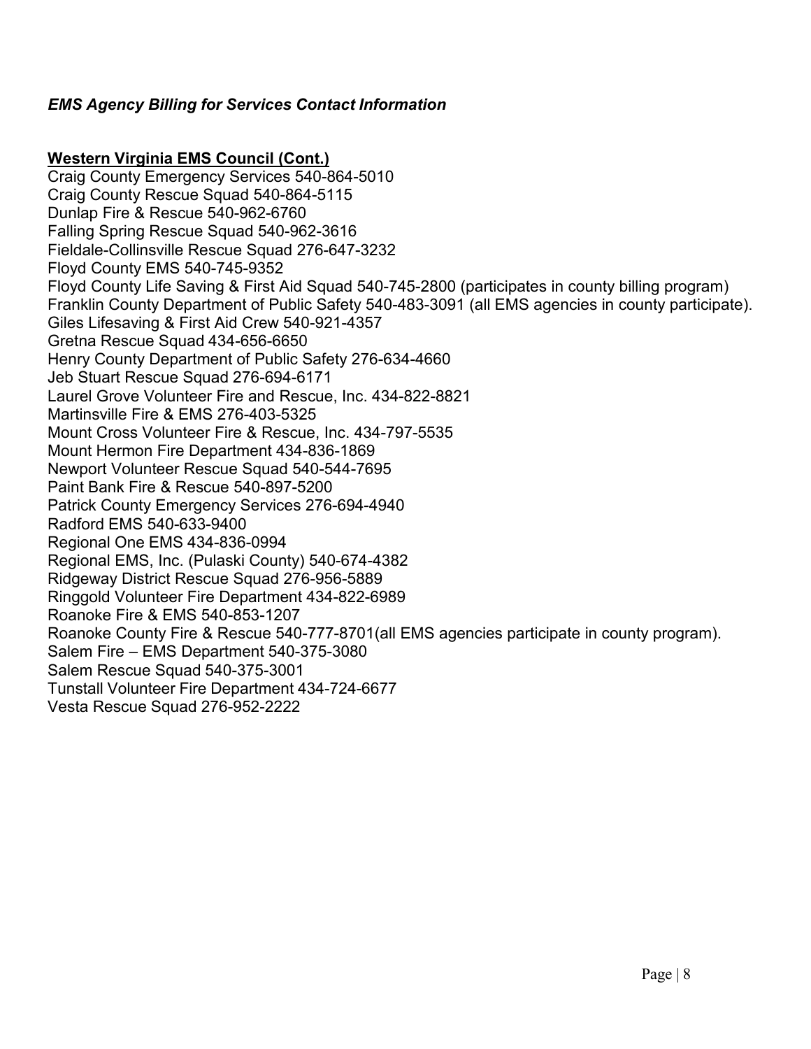*EMS Agency Billing for Services Contact Information*

**Western Virginia EMS Council (Cont.)**

Craig County Emergency Services 540-864-5010
Craig County Rescue Squad 540-864-5115
Dunlap Fire & Rescue 540-962-6760
Falling Spring Rescue Squad 540-962-3616
Fieldale-Collinsville Rescue Squad 276-647-3232
Floyd County EMS 540-745-9352
Floyd County Life Saving & First Aid Squad 540-745-2800 (participates in county billing program)
Franklin County Department of Public Safety 540-483-3091 (all EMS agencies in county participate).
Giles Lifesaving & First Aid Crew 540-921-4357
Gretna Rescue Squad 434-656-6650
Henry County Department of Public Safety 276-634-4660
Jeb Stuart Rescue Squad 276-694-6171
Laurel Grove Volunteer Fire and Rescue, Inc. 434-822-8821
Martinsville Fire & EMS 276-403-5325
Mount Cross Volunteer Fire & Rescue, Inc. 434-797-5535
Mount Hermon Fire Department 434-836-1869
Newport Volunteer Rescue Squad 540-544-7695
Paint Bank Fire & Rescue 540-897-5200
Patrick County Emergency Services 276-694-4940
Radford EMS 540-633-9400
Regional One EMS 434-836-0994
Regional EMS, Inc. (Pulaski County) 540-674-4382
Ridgeway District Rescue Squad 276-956-5889
Ringgold Volunteer Fire Department 434-822-6989
Roanoke Fire & EMS 540-853-1207
Roanoke County Fire & Rescue 540-777-8701(all EMS agencies participate in county program).
Salem Fire – EMS Department 540-375-3080
Salem Rescue Squad 540-375-3001
Tunstall Volunteer Fire Department 434-724-6677
Vesta Rescue Squad 276-952-2222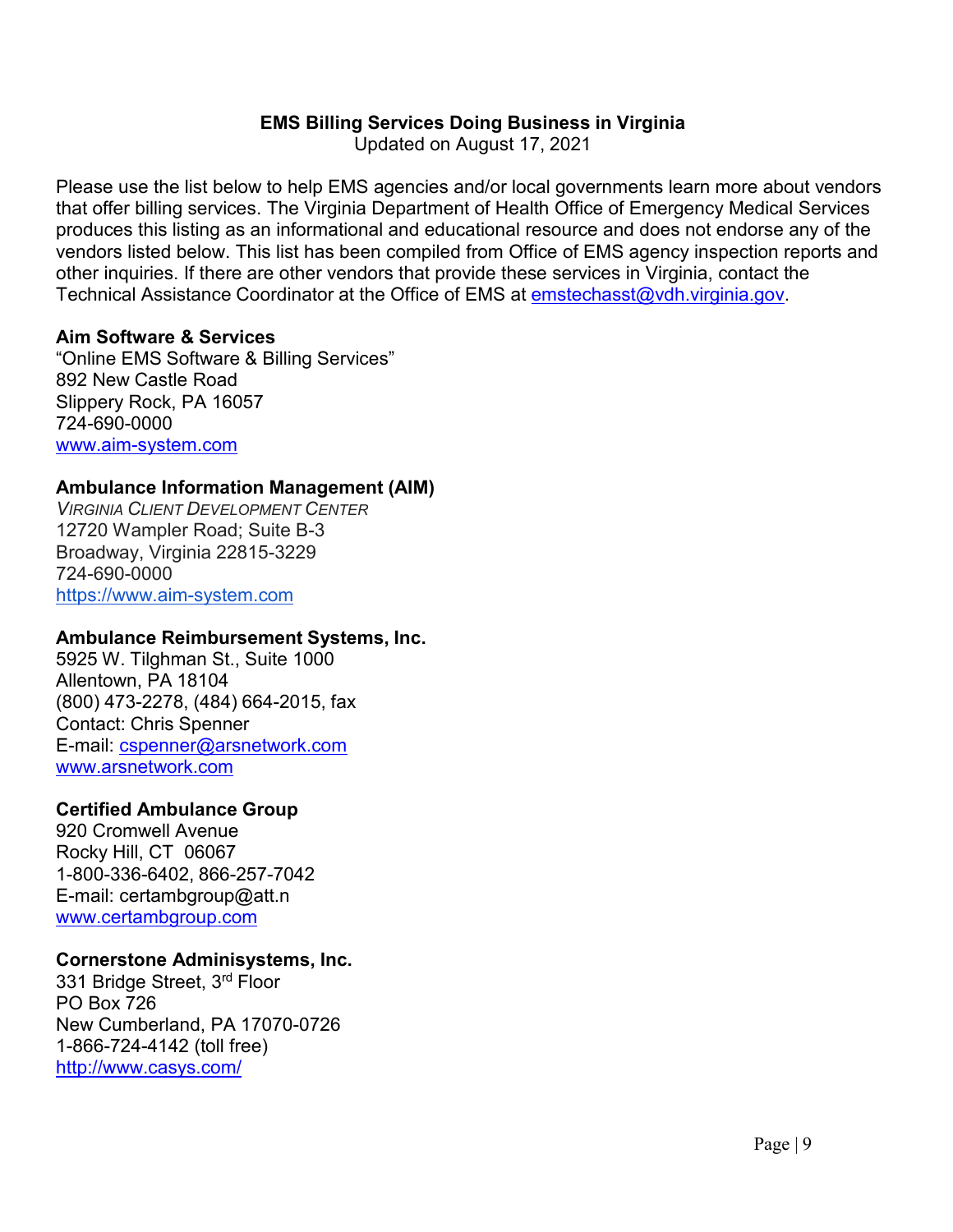**EMS Billing Services Doing Business in Virginia**
Updated on August 17, 2021

Please use the list below to help EMS agencies and/or local governments learn more about vendors that offer billing services. The Virginia Department of Health Office of Emergency Medical Services produces this listing as an informational and educational resource and does not endorse any of the vendors listed below. This list has been compiled from Office of EMS agency inspection reports and other inquiries. If there are other vendors that provide these services in Virginia, contact the Technical Assistance Coordinator at the Office of EMS at emstechasst@vdh.virginia.gov.

**Aim Software & Services**
"Online EMS Software & Billing Services"
892 New Castle Road
Slippery Rock, PA 16057
724-690-0000
www.aim-system.com

**Ambulance Information Management (AIM)**
*Virginia Client Development Center*
12720 Wampler Road; Suite B-3
Broadway, Virginia 22815-3229
724-690-0000
https://www.aim-system.com

**Ambulance Reimbursement Systems, Inc.**
5925 W. Tilghman St., Suite 1000
Allentown, PA 18104
(800) 473-2278, (484) 664-2015, fax
Contact: Chris Spenner
E-mail: cspenner@arsnetwork.com
www.arsnetwork.com

**Certified Ambulance Group**
920 Cromwell Avenue
Rocky Hill, CT 06067
1-800-336-6402, 866-257-7042
E-mail: certambgroup@att.n
www.certambgroup.com

**Cornerstone Adminisystems, Inc.**
331 Bridge Street, 3rd Floor
PO Box 726
New Cumberland, PA 17070-0726
1-866-724-4142 (toll free)
http://www.casys.com/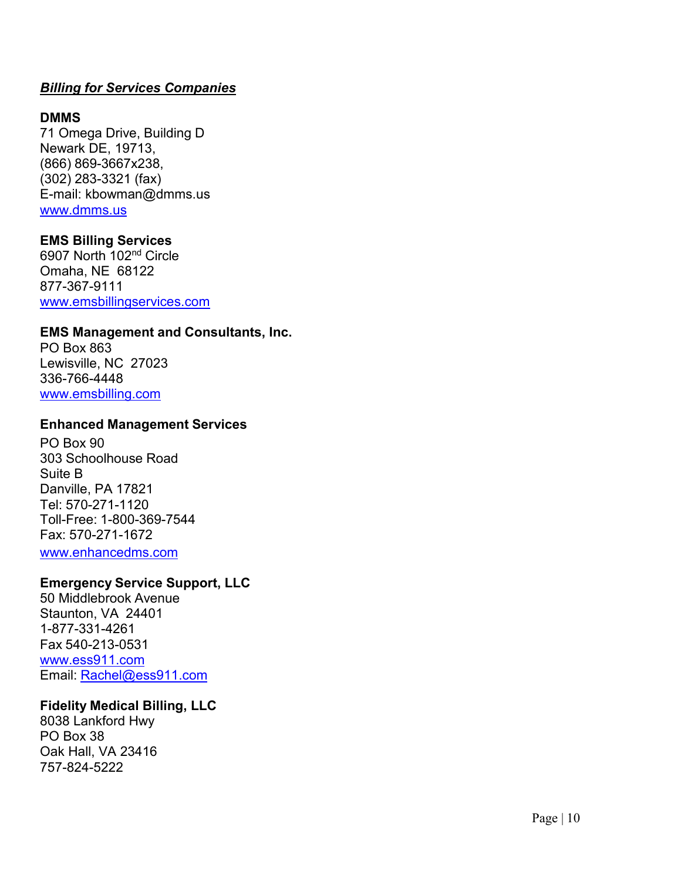***Billing for Services Companies***

**DMMS**
71 Omega Drive, Building D
Newark DE, 19713,
(866) 869-3667x238,
(302) 283-3321 (fax)
E-mail: kbowman@dmms.us
www.dmms.us

**EMS Billing Services**
6907 North 102nd Circle
Omaha, NE 68122
877-367-9111
www.emsbillingservices.com

**EMS Management and Consultants, Inc.**
PO Box 863
Lewisville, NC 27023
336-766-4448
www.emsbilling.com

**Enhanced Management Services**
PO Box 90
303 Schoolhouse Road
Suite B
Danville, PA 17821
Tel: 570-271-1120
Toll-Free: 1-800-369-7544
Fax: 570-271-1672
www.enhancedms.com

**Emergency Service Support, LLC**
50 Middlebrook Avenue
Staunton, VA 24401
1-877-331-4261
Fax 540-213-0531
www.ess911.com
Email: Rachel@ess911.com

**Fidelity Medical Billing, LLC**
8038 Lankford Hwy
PO Box 38
Oak Hall, VA 23416
757-824-5222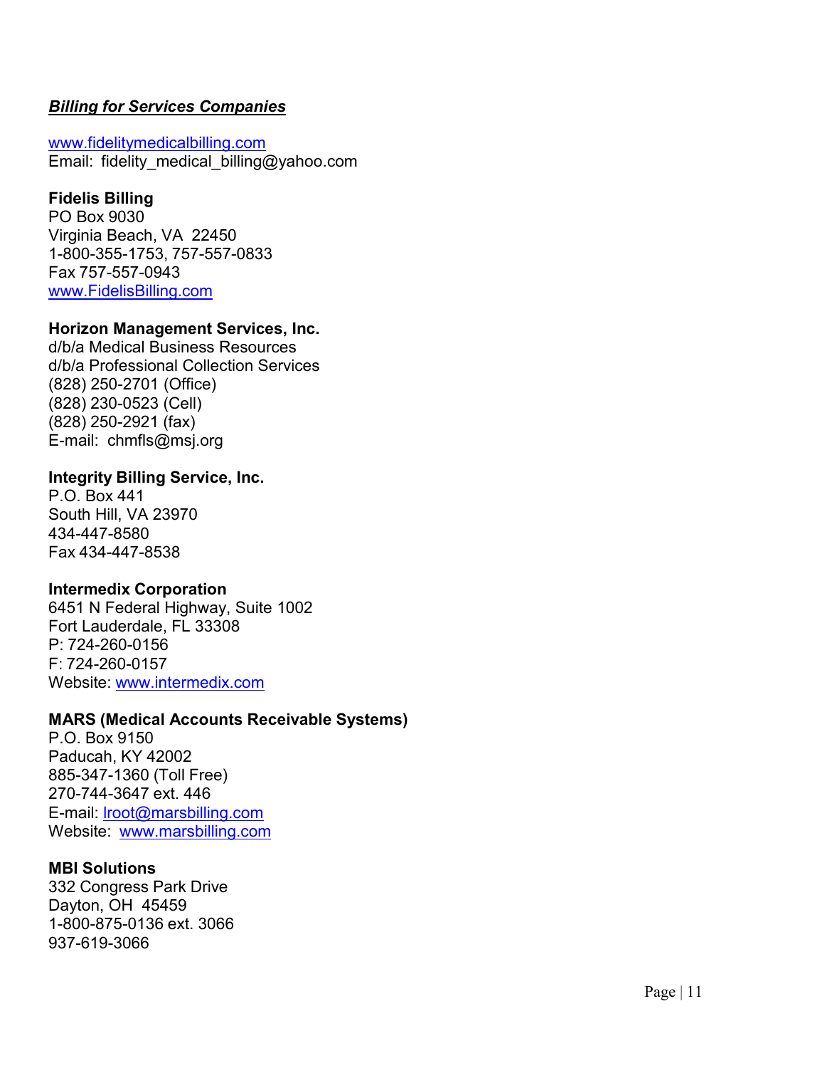***Billing for Services Companies***

www.fidelitymedicalbilling.com
Email: fidelity_medical_billing@yahoo.com

**Fidelis Billing**
PO Box 9030
Virginia Beach, VA 22450
1-800-355-1753, 757-557-0833
Fax 757-557-0943
www.FidelisBilling.com

**Horizon Management Services, Inc.**
d/b/a Medical Business Resources
d/b/a Professional Collection Services
(828) 250-2701 (Office)
(828) 230-0523 (Cell)
(828) 250-2921 (fax)
E-mail: chmfls@msj.org

**Integrity Billing Service, Inc.**
P.O. Box 441
South Hill, VA 23970
434-447-8580
Fax 434-447-8538

**Intermedix Corporation**
6451 N Federal Highway, Suite 1002
Fort Lauderdale, FL 33308
P: 724-260-0156
F: 724-260-0157
Website: www.intermedix.com

**MARS (Medical Accounts Receivable Systems)**
P.O. Box 9150
Paducah, KY 42002
885-347-1360 (Toll Free)
270-744-3647 ext. 446
E-mail: lroot@marsbilling.com
Website: www.marsbilling.com

**MBI Solutions**
332 Congress Park Drive
Dayton, OH 45459
1-800-875-0136 ext. 3066
937-619-3066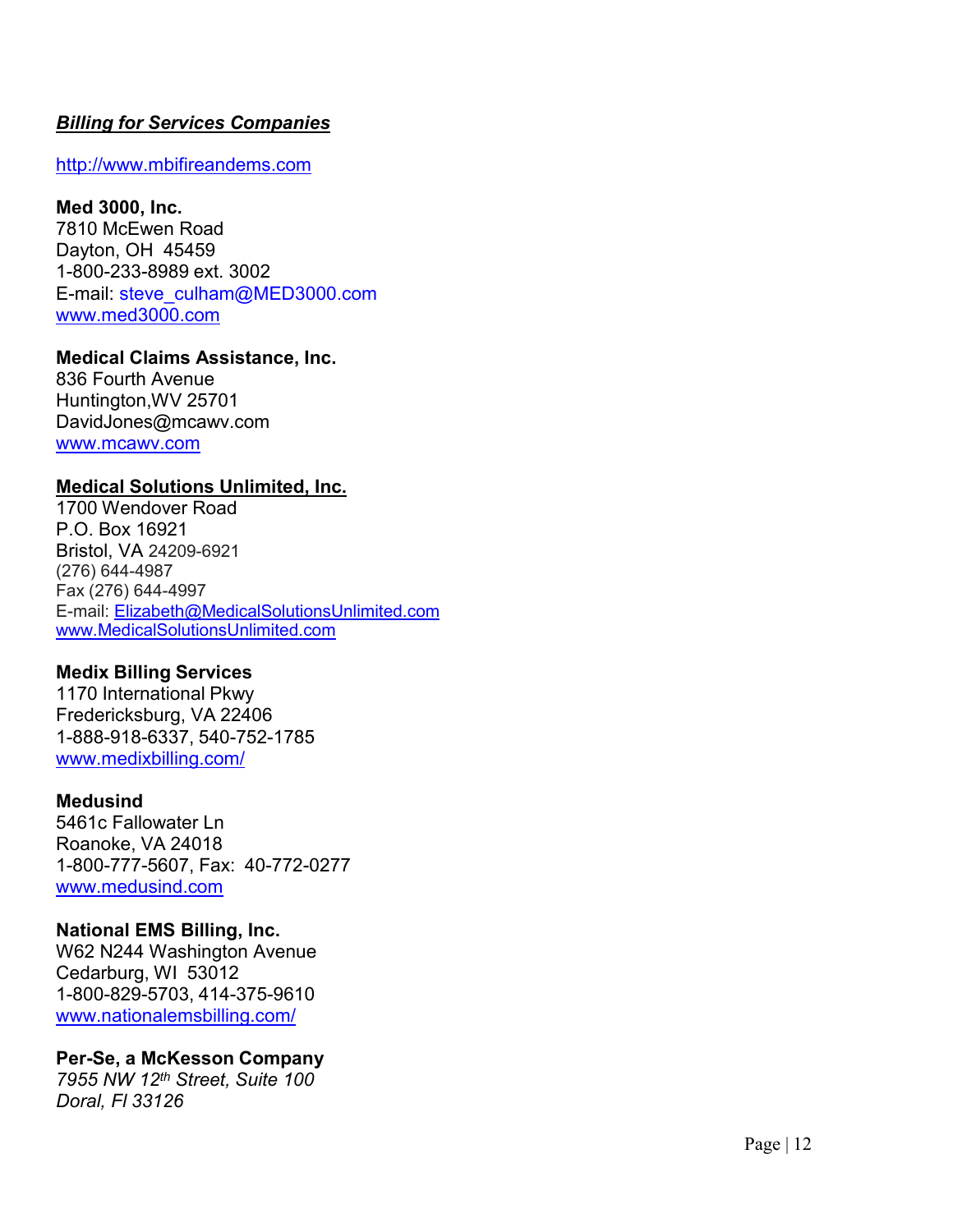***Billing for Services Companies***

http://www.mbifireandems.com

**Med 3000, Inc.**
7810 McEwen Road
Dayton, OH 45459
1-800-233-8989 ext. 3002
E-mail: steve_culham@MED3000.com
www.med3000.com

**Medical Claims Assistance, Inc.**
836 Fourth Avenue
Huntington,WV 25701
DavidJones@mcawv.com
www.mcawv.com

**Medical Solutions Unlimited, Inc.**
1700 Wendover Road
P.O. Box 16921
Bristol, VA 24209-6921
(276) 644-4987
Fax (276) 644-4997
E-mail: Elizabeth@MedicalSolutionsUnlimited.com
www.MedicalSolutionsUnlimited.com

**Medix Billing Services**
1170 International Pkwy
Fredericksburg, VA 22406
1-888-918-6337, 540-752-1785
www.medixbilling.com/

**Medusind**
5461c Fallowater Ln
Roanoke, VA 24018
1-800-777-5607, Fax: 40-772-0277
www.medusind.com

**National EMS Billing, Inc.**
W62 N244 Washington Avenue
Cedarburg, WI 53012
1-800-829-5703, 414-375-9610
www.nationalemsbilling.com/

**Per-Se, a McKesson Company**
*7955 NW 12th Street, Suite 100*
*Doral, Fl 33126*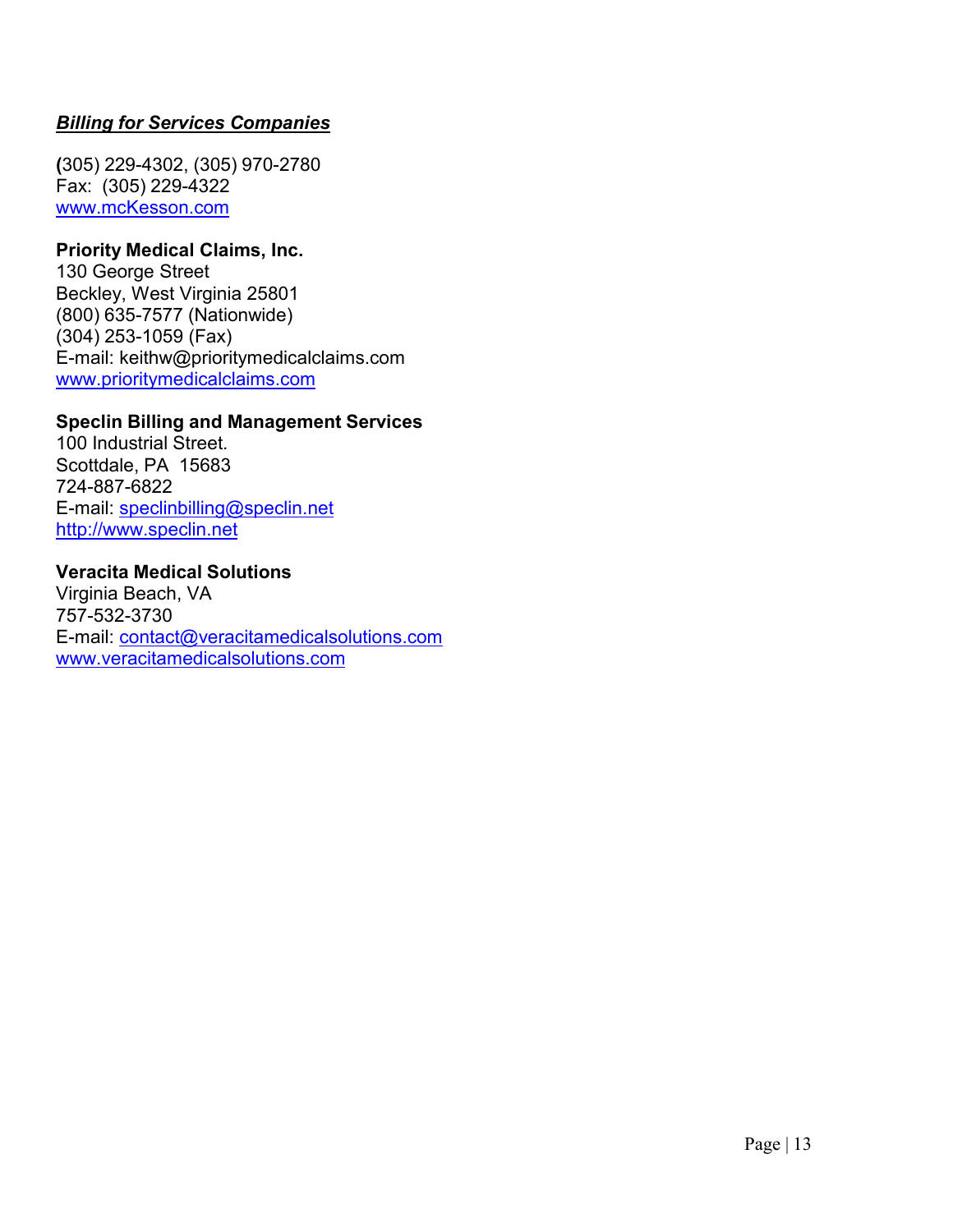***Billing for Services Companies***

(305) 229-4302, (305) 970-2780
Fax: (305) 229-4322
www.mcKesson.com

**Priority Medical Claims, Inc.**
130 George Street
Beckley, West Virginia 25801
(800) 635-7577 (Nationwide)
(304) 253-1059 (Fax)
E-mail: keithw@prioritymedicalclaims.com
www.prioritymedicalclaims.com

**Speclin Billing and Management Services**
100 Industrial Street.
Scottdale, PA 15683
724-887-6822
E-mail: speclinbilling@speclin.net
http://www.speclin.net

**Veracita Medical Solutions**
Virginia Beach, VA
757-532-3730
E-mail: contact@veracitamedicalsolutions.com
www.veracitamedicalsolutions.com